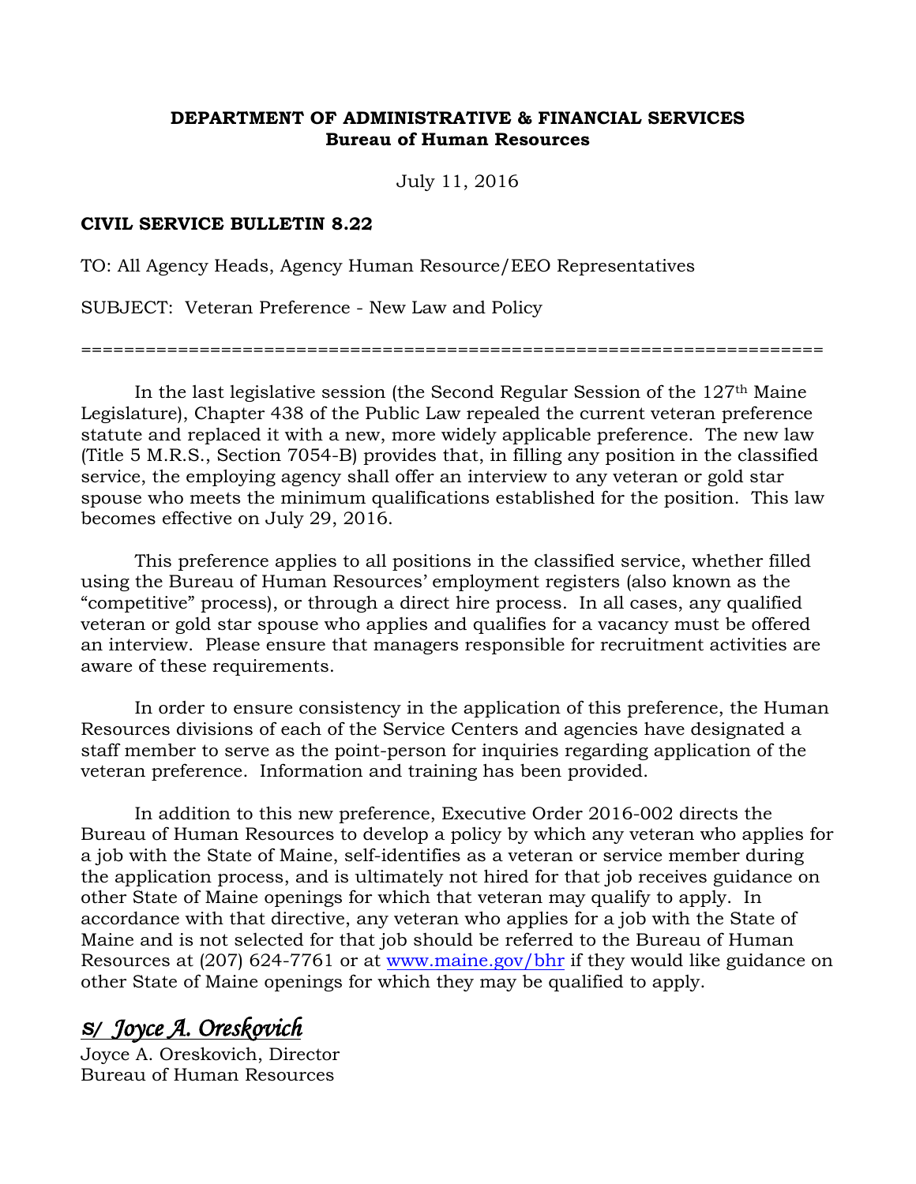**DEPARTMENT OF ADMINISTRATIVE & FINANCIAL SERVICES**
**Bureau of Human Resources**

July 11, 2016

**CIVIL SERVICE BULLETIN 8.22**

TO: All Agency Heads, Agency Human Resource/EEO Representatives

SUBJECT: Veteran Preference - New Law and Policy

==================================================================

In the last legislative session (the Second Regular Session of the 127th Maine Legislature), Chapter 438 of the Public Law repealed the current veteran preference statute and replaced it with a new, more widely applicable preference. The new law (Title 5 M.R.S., Section 7054-B) provides that, in filling any position in the classified service, the employing agency shall offer an interview to any veteran or gold star spouse who meets the minimum qualifications established for the position. This law becomes effective on July 29, 2016.

This preference applies to all positions in the classified service, whether filled using the Bureau of Human Resources' employment registers (also known as the "competitive" process), or through a direct hire process. In all cases, any qualified veteran or gold star spouse who applies and qualifies for a vacancy must be offered an interview. Please ensure that managers responsible for recruitment activities are aware of these requirements.

In order to ensure consistency in the application of this preference, the Human Resources divisions of each of the Service Centers and agencies have designated a staff member to serve as the point-person for inquiries regarding application of the veteran preference. Information and training has been provided.

In addition to this new preference, Executive Order 2016-002 directs the Bureau of Human Resources to develop a policy by which any veteran who applies for a job with the State of Maine, self-identifies as a veteran or service member during the application process, and is ultimately not hired for that job receives guidance on other State of Maine openings for which that veteran may qualify to apply. In accordance with that directive, any veteran who applies for a job with the State of Maine and is not selected for that job should be referred to the Bureau of Human Resources at (207) 624-7761 or at www.maine.gov/bhr if they would like guidance on other State of Maine openings for which they may be qualified to apply.

*S/ Joyce A. Oreskovich*

Joyce A. Oreskovich, Director
Bureau of Human Resources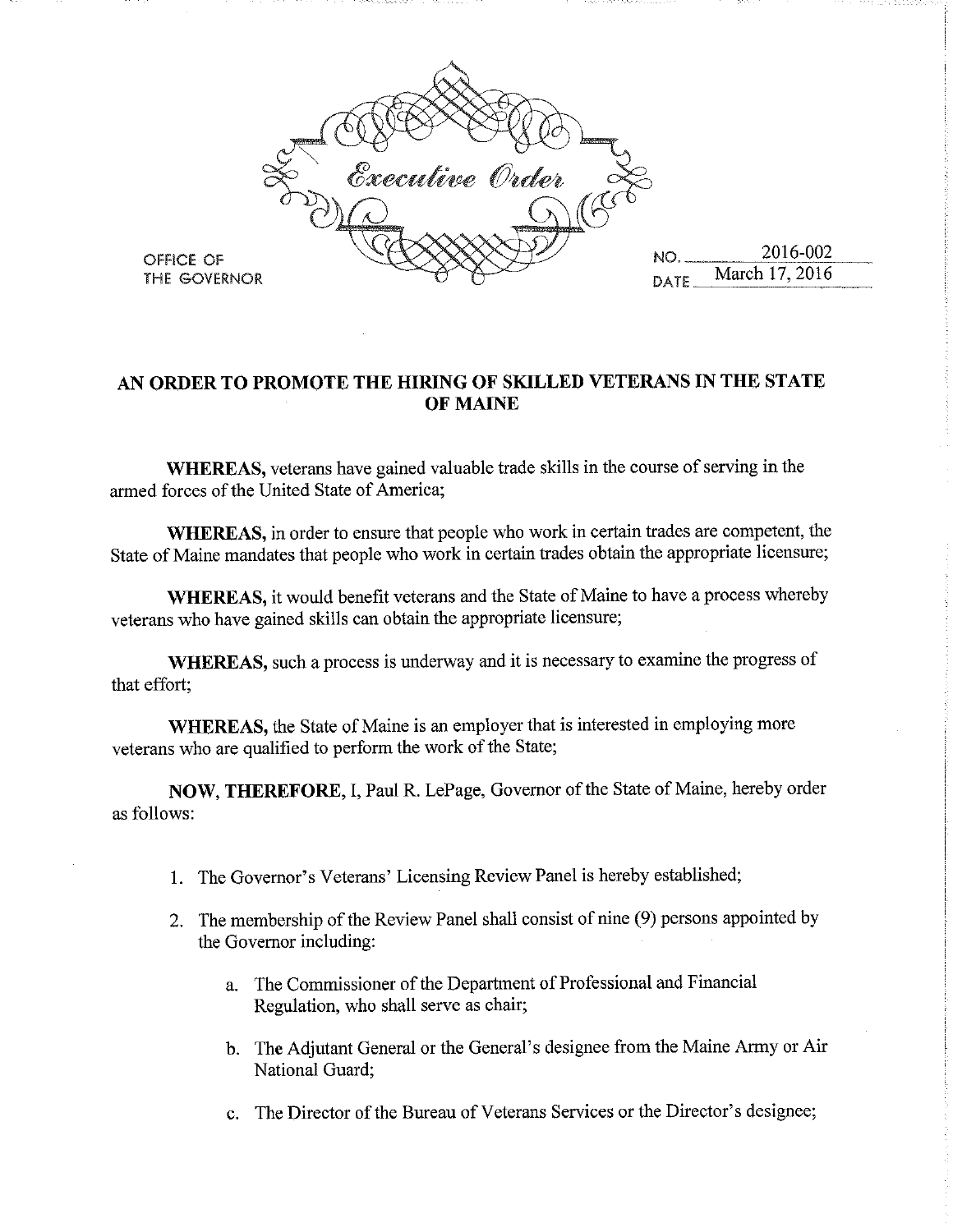Executive Order

OFFICE OF THE GOVERNOR

NO. 2016-002

DATE March 17, 2016

## AN ORDER TO PROMOTE THE HIRING OF SKILLED VETERANS IN THE STATE OF MAINE

**WHEREAS,** veterans have gained valuable trade skills in the course of serving in the armed forces of the United State of America;

**WHEREAS,** in order to ensure that people who work in certain trades are competent, the State of Maine mandates that people who work in certain trades obtain the appropriate licensure;

**WHEREAS,** it would benefit veterans and the State of Maine to have a process whereby veterans who have gained skills can obtain the appropriate licensure;

**WHEREAS,** such a process is underway and it is necessary to examine the progress of that effort;

**WHEREAS,** the State of Maine is an employer that is interested in employing more veterans who are qualified to perform the work of the State;

**NOW, THEREFORE,** I, Paul R. LePage, Governor of the State of Maine, hereby order as follows:

1. The Governor's Veterans' Licensing Review Panel is hereby established;
2. The membership of the Review Panel shall consist of nine (9) persons appointed by the Governor including:
    a. The Commissioner of the Department of Professional and Financial Regulation, who shall serve as chair;
    b. The Adjutant General or the General's designee from the Maine Army or Air National Guard;
    c. The Director of the Bureau of Veterans Services or the Director's designee;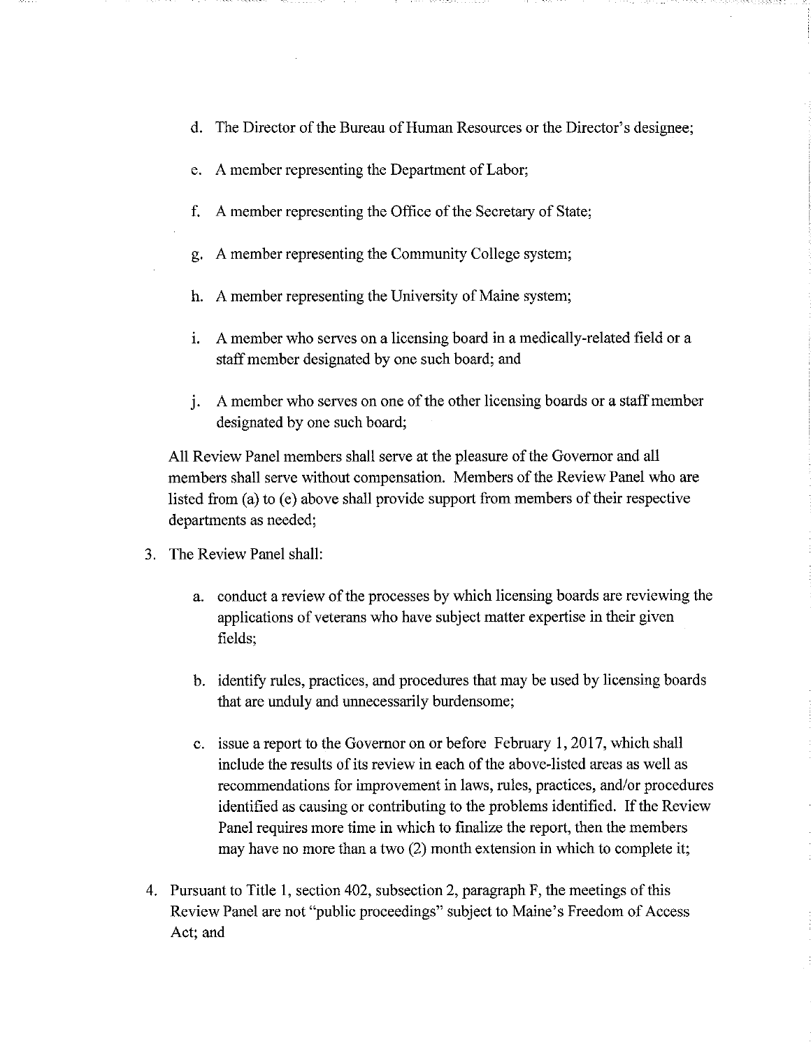d. The Director of the Bureau of Human Resources or the Director's designee;

e. A member representing the Department of Labor;

f. A member representing the Office of the Secretary of State;

g. A member representing the Community College system;

h. A member representing the University of Maine system;

i. A member who serves on a licensing board in a medically-related field or a staff member designated by one such board; and

j. A member who serves on one of the other licensing boards or a staff member designated by one such board;

All Review Panel members shall serve at the pleasure of the Governor and all members shall serve without compensation. Members of the Review Panel who are listed from (a) to (e) above shall provide support from members of their respective departments as needed;

3. The Review Panel shall:

   a. conduct a review of the processes by which licensing boards are reviewing the applications of veterans who have subject matter expertise in their given fields;

   b. identify rules, practices, and procedures that may be used by licensing boards that are unduly and unnecessarily burdensome;

   c. issue a report to the Governor on or before February 1, 2017, which shall include the results of its review in each of the above-listed areas as well as recommendations for improvement in laws, rules, practices, and/or procedures identified as causing or contributing to the problems identified. If the Review Panel requires more time in which to finalize the report, then the members may have no more than a two (2) month extension in which to complete it;

4. Pursuant to Title 1, section 402, subsection 2, paragraph F, the meetings of this Review Panel are not "public proceedings" subject to Maine's Freedom of Access Act; and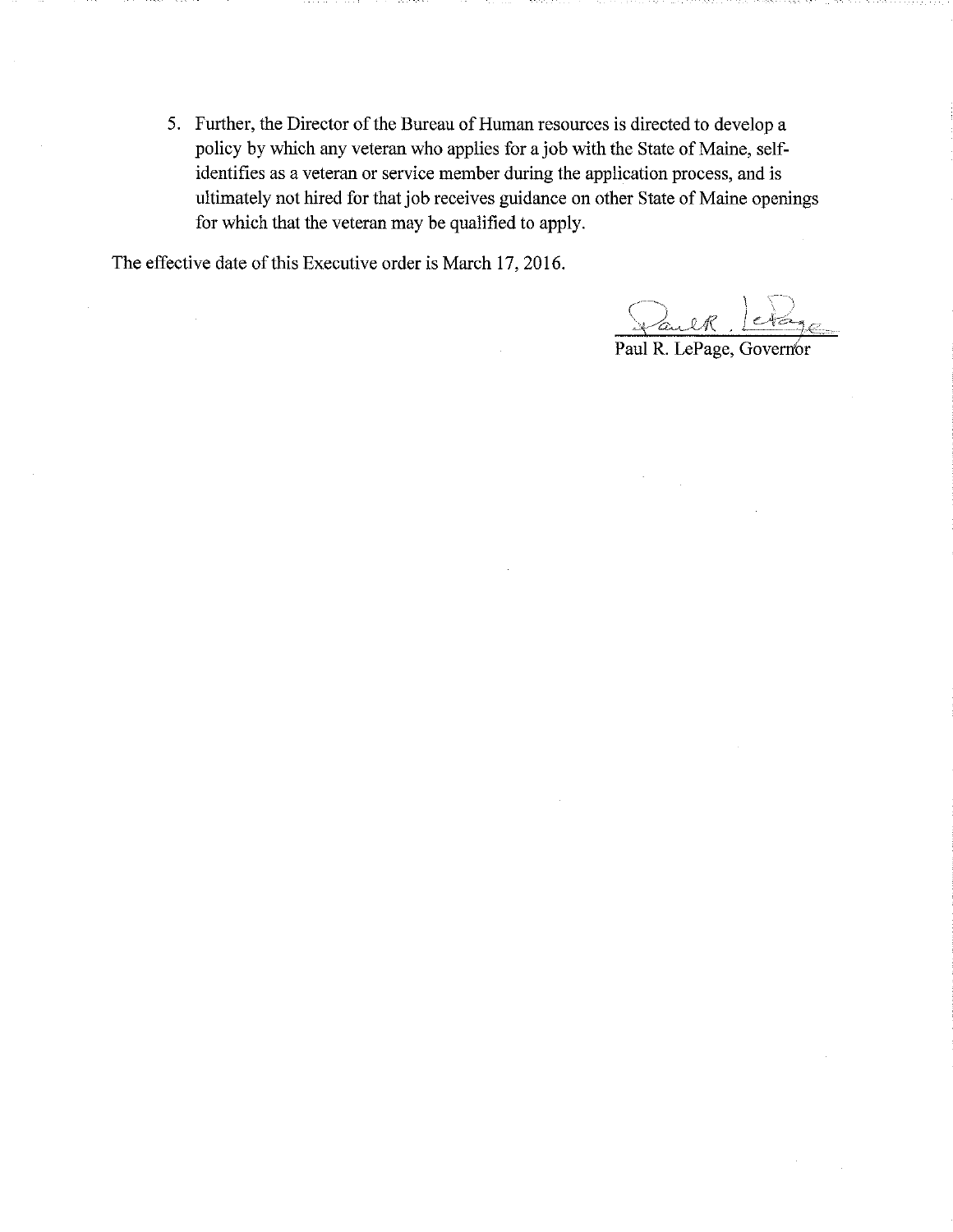5. Further, the Director of the Bureau of Human resources is directed to develop a policy by which any veteran who applies for a job with the State of Maine, self-identifies as a veteran or service member during the application process, and is ultimately not hired for that job receives guidance on other State of Maine openings for which that the veteran may be qualified to apply.

The effective date of this Executive order is March 17, 2016.

Paul R. LePage, Governor